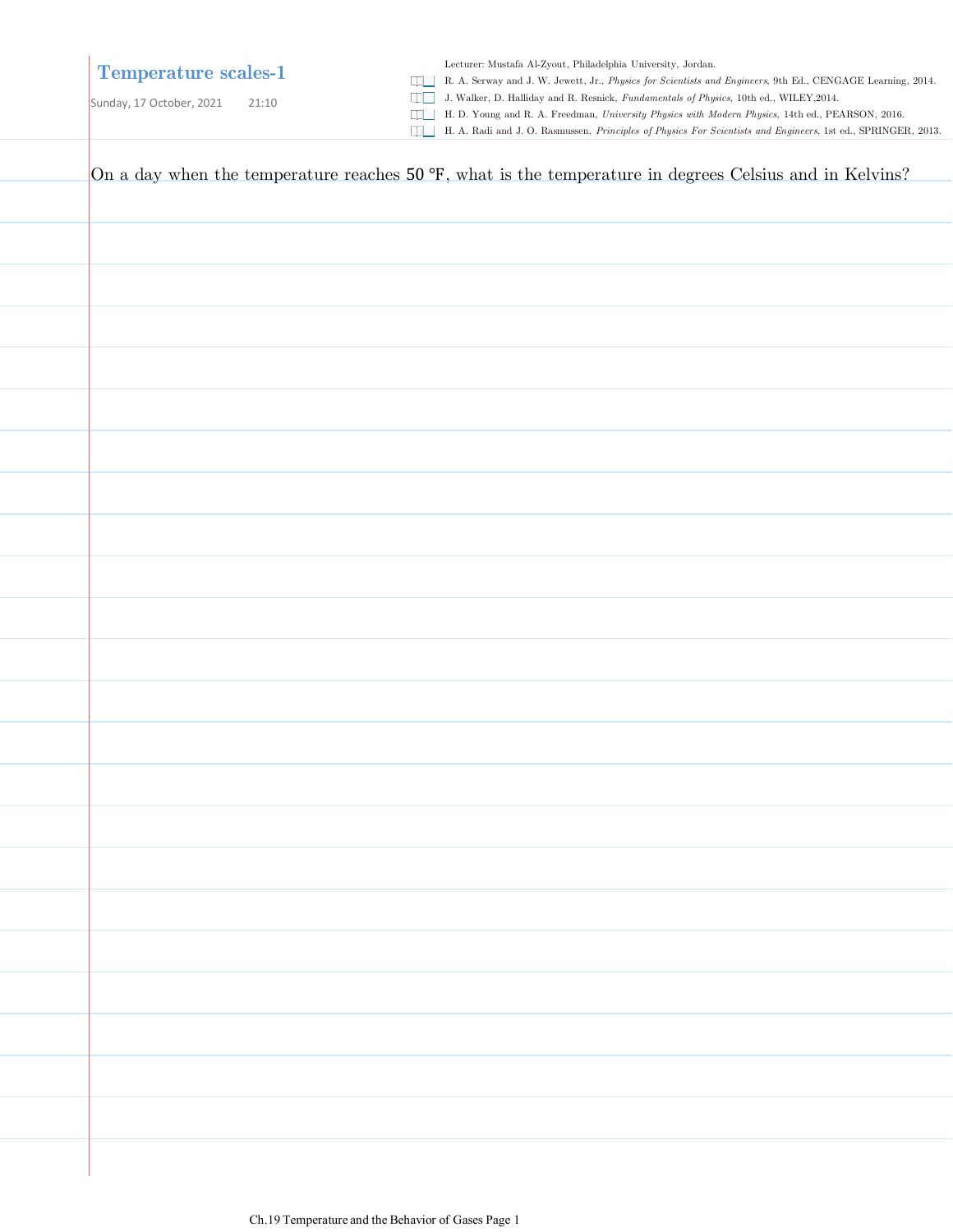# Temperature scales-1

Sunday, 17 October, 2021 21:10

Lecturer: Mustafa Al-Zyout, Philadelphia University, Jordan.

- R. A. Serway and J. W. Jewett, Jr., *Physics for Scientists and Engineers*, 9th Ed., CENGAGE Learning, 2014.
- J. Walker, D. Halliday and R. Resnick, *Fundamentals of Physics*, 10th ed., WILEY,2014.
- H. D. Young and R. A. Freedman, *University Physics with Modern Physics*, 14th ed., PEARSON, 2016.
- H. A. Radi and J. O. Rasmussen, *Principles of Physics For Scientists and Engineers*, 1st ed., SPRINGER, 2013.

On a day when the temperature reaches $50\ ^\circ\mathrm{F}$, what is the temperature in degrees Celsius and in Kelvins?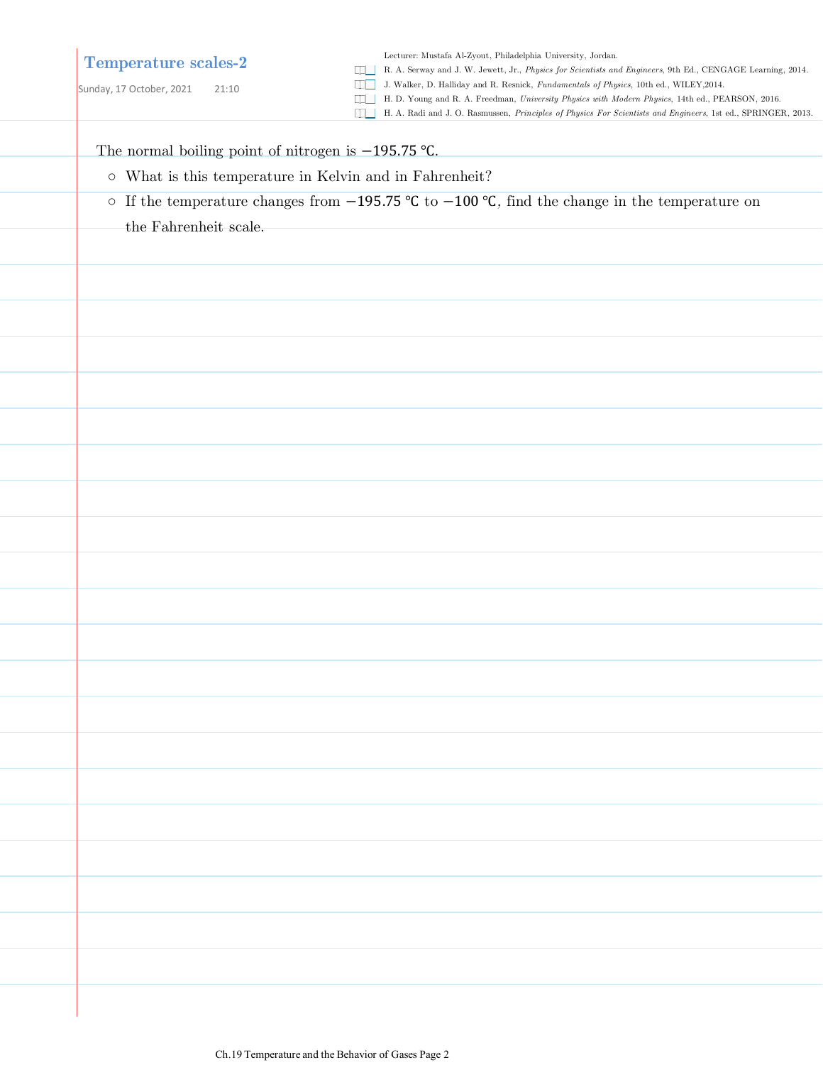# Temperature scales-2

Sunday, 17 October, 2021 21:10

Lecturer: Mustafa Al-Zyout, Philadelphia University, Jordan.

- R. A. Serway and J. W. Jewett, Jr., *Physics for Scientists and Engineers*, 9th Ed., CENGAGE Learning, 2014.
- J. Walker, D. Halliday and R. Resnick, *Fundamentals of Physics*, 10th ed., WILEY,2014.
- H. D. Young and R. A. Freedman, *University Physics with Modern Physics*, 14th ed., PEARSON, 2016.
- H. A. Radi and J. O. Rasmussen, *Principles of Physics For Scientists and Engineers*, 1st ed., SPRINGER, 2013.

The normal boiling point of nitrogen is $-195.75\ ℃$.

- What is this temperature in Kelvin and in Fahrenheit?
- If the temperature changes from $-195.75\ ℃$ to $-100\ ℃$, find the change in the temperature on the Fahrenheit scale.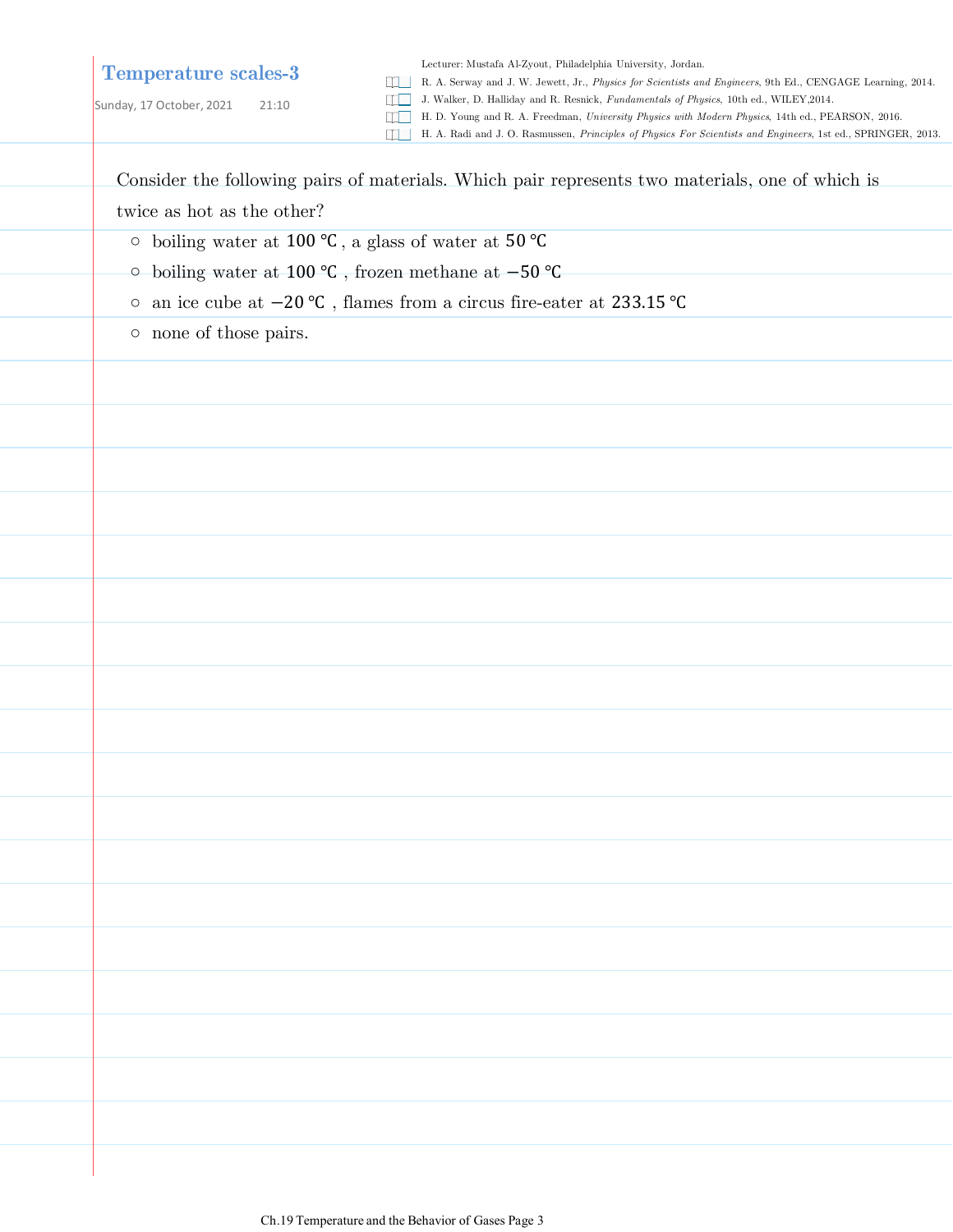# Temperature scales-3

Sunday, 17 October, 2021 21:10

Lecturer: Mustafa Al-Zyout, Philadelphia University, Jordan.

- R. A. Serway and J. W. Jewett, Jr., *Physics for Scientists and Engineers*, 9th Ed., CENGAGE Learning, 2014.
- J. Walker, D. Halliday and R. Resnick, *Fundamentals of Physics*, 10th ed., WILEY,2014.
- H. D. Young and R. A. Freedman, *University Physics with Modern Physics*, 14th ed., PEARSON, 2016.
- H. A. Radi and J. O. Rasmussen, *Principles of Physics For Scientists and Engineers*, 1st ed., SPRINGER, 2013.

Consider the following pairs of materials. Which pair represents two materials, one of which is twice as hot as the other?

- boiling water at $100\ ℃$, a glass of water at $50\ ℃$
- boiling water at $100\ ℃$, frozen methane at $-50\ ℃$
- an ice cube at $-20\ ℃$, flames from a circus fire-eater at $233.15\ ℃$
- none of those pairs.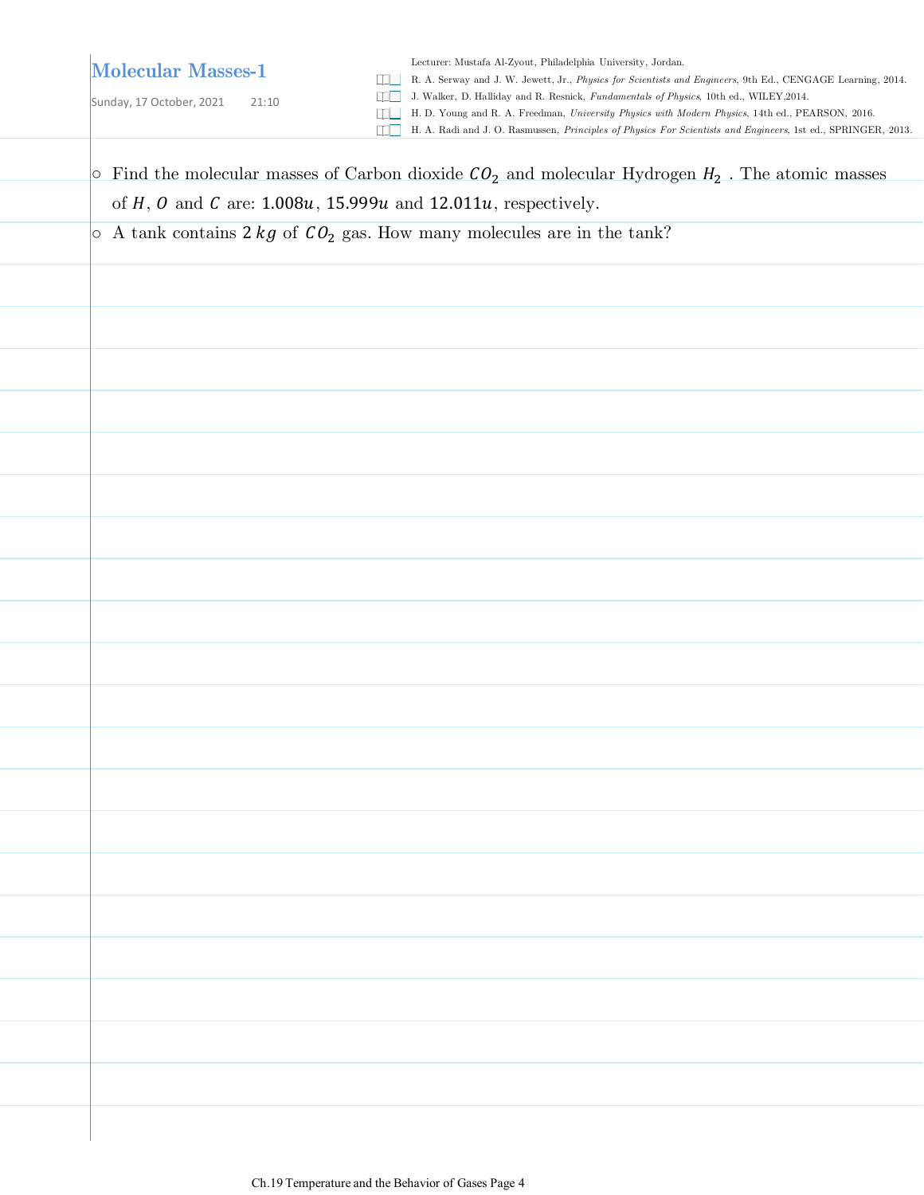# Molecular Masses-1

Sunday, 17 October, 2021 21:10

Lecturer: Mustafa Al-Zyout, Philadelphia University, Jordan.

- R. A. Serway and J. W. Jewett, Jr., *Physics for Scientists and Engineers*, 9th Ed., CENGAGE Learning, 2014.
- J. Walker, D. Halliday and R. Resnick, *Fundamentals of Physics*, 10th ed., WILEY,2014.
- H. D. Young and R. A. Freedman, *University Physics with Modern Physics*, 14th ed., PEARSON, 2016.
- H. A. Radi and J. O. Rasmussen, *Principles of Physics For Scientists and Engineers*, 1st ed., SPRINGER, 2013.

- Find the molecular masses of Carbon dioxide $CO_2$ and molecular Hydrogen $H_2$ . The atomic masses of $H$, $O$ and $C$ are: $1.008u$, $15.999u$ and $12.011u$, respectively.
- A tank contains $2\,kg$ of $CO_2$ gas. How many molecules are in the tank?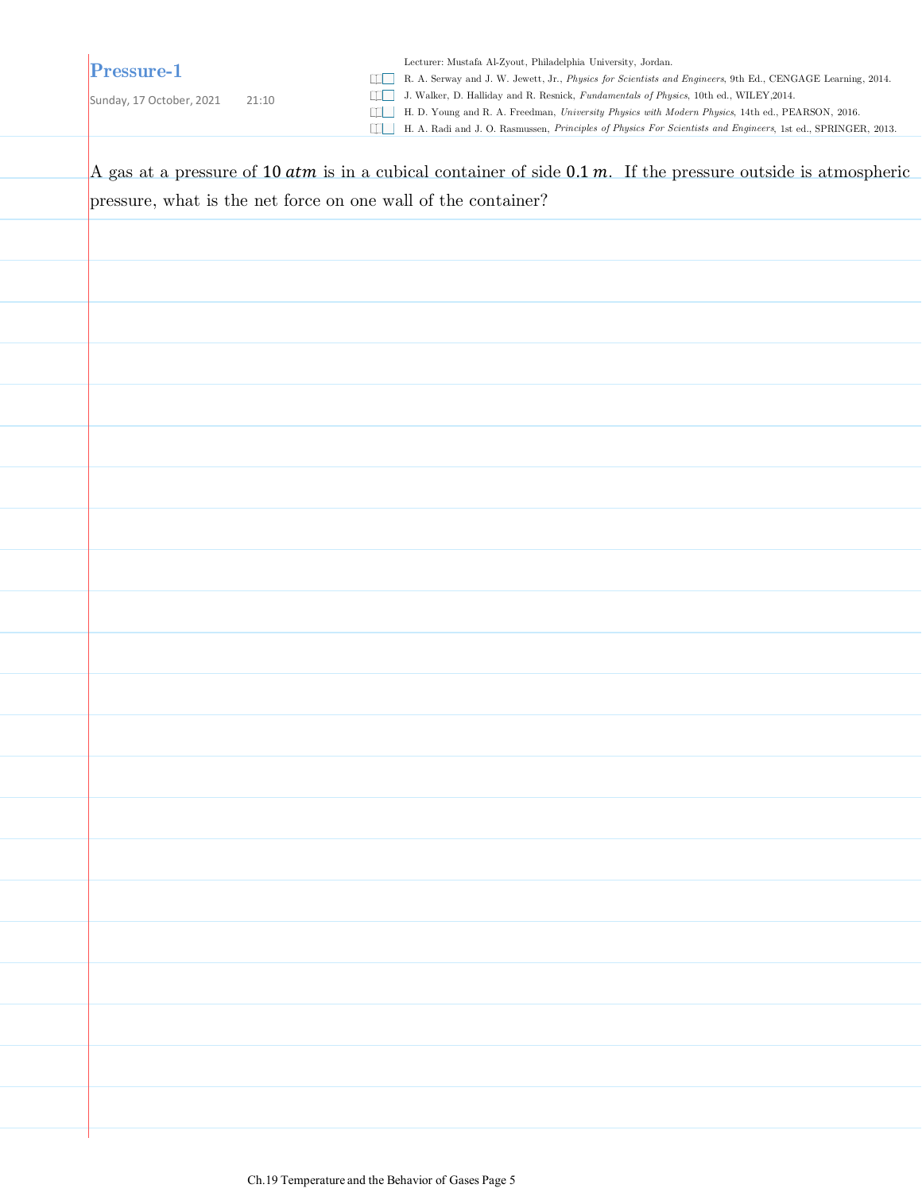# Pressure-1

Sunday, 17 October, 2021 21:10

Lecturer: Mustafa Al-Zyout, Philadelphia University, Jordan.

- R. A. Serway and J. W. Jewett, Jr., *Physics for Scientists and Engineers*, 9th Ed., CENGAGE Learning, 2014.
- J. Walker, D. Halliday and R. Resnick, *Fundamentals of Physics*, 10th ed., WILEY,2014.
- H. D. Young and R. A. Freedman, *University Physics with Modern Physics*, 14th ed., PEARSON, 2016.
- H. A. Radi and J. O. Rasmussen, *Principles of Physics For Scientists and Engineers*, 1st ed., SPRINGER, 2013.

A gas at a pressure of $10\ atm$ is in a cubical container of side $0.1\ m$. If the pressure outside is atmospheric pressure, what is the net force on one wall of the container?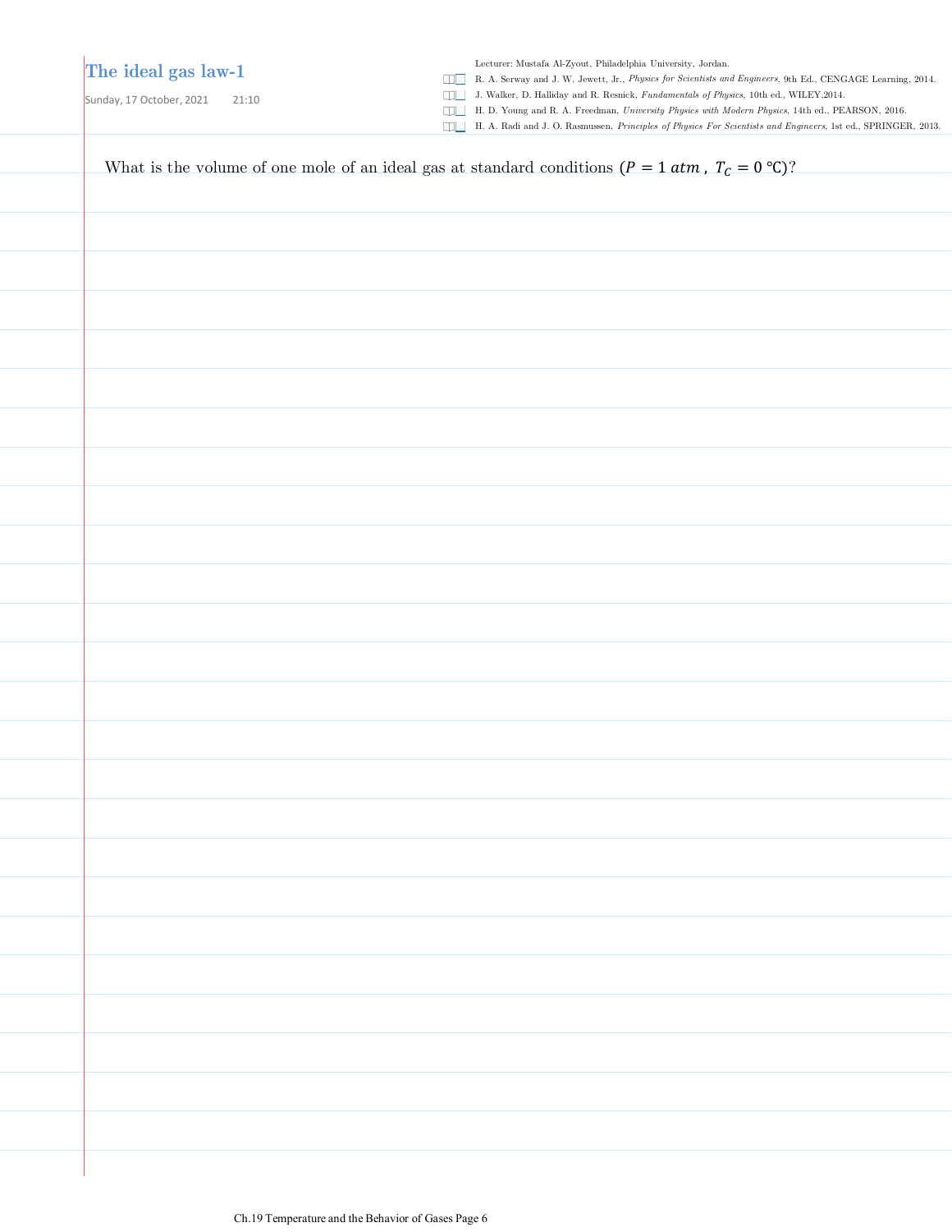# The ideal gas law-1

Sunday, 17 October, 2021 21:10

Lecturer: Mustafa Al-Zyout, Philadelphia University, Jordan.

- R. A. Serway and J. W. Jewett, Jr., *Physics for Scientists and Engineers*, 9th Ed., CENGAGE Learning, 2014.
- J. Walker, D. Halliday and R. Resnick, *Fundamentals of Physics*, 10th ed., WILEY,2014.
- H. D. Young and R. A. Freedman, *University Physics with Modern Physics*, 14th ed., PEARSON, 2016.
- H. A. Radi and J. O. Rasmussen, *Principles of Physics For Scientists and Engineers*, 1st ed., SPRINGER, 2013.

What is the volume of one mole of an ideal gas at standard conditions ($P = 1\ atm\ ,\ T_C = 0\ ℃$)?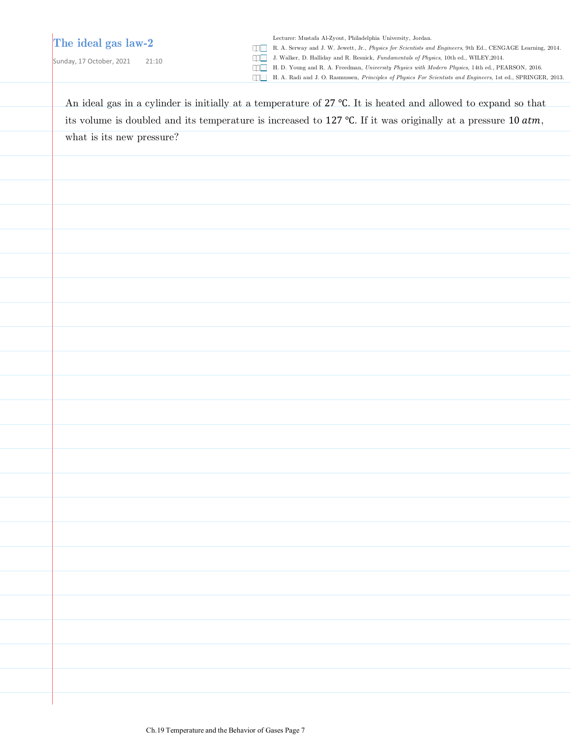# The ideal gas law-2

Sunday, 17 October, 2021 21:10

Lecturer: Mustafa Al-Zyout, Philadelphia University, Jordan.

- R. A. Serway and J. W. Jewett, Jr., *Physics for Scientists and Engineers*, 9th Ed., CENGAGE Learning, 2014.
- J. Walker, D. Halliday and R. Resnick, *Fundamentals of Physics*, 10th ed., WILEY,2014.
- H. D. Young and R. A. Freedman, *University Physics with Modern Physics*, 14th ed., PEARSON, 2016.
- H. A. Radi and J. O. Rasmussen, *Principles of Physics For Scientists and Engineers*, 1st ed., SPRINGER, 2013.

An ideal gas in a cylinder is initially at a temperature of $27\ ℃$. It is heated and allowed to expand so that its volume is doubled and its temperature is increased to $127\ ℃$. If it was originally at a pressure $10\ atm$, what is its new pressure?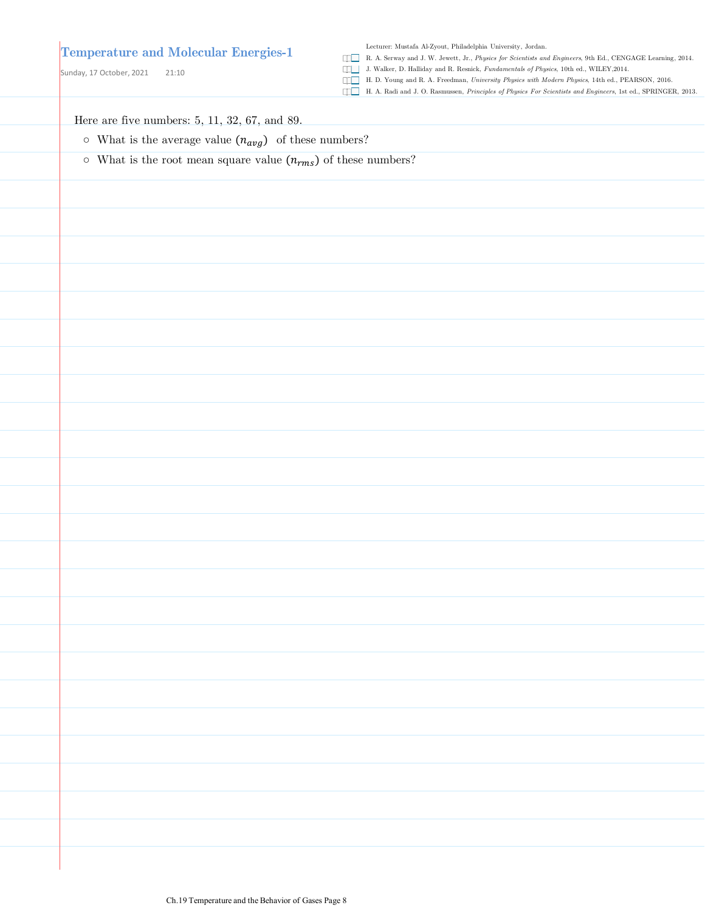# Temperature and Molecular Energies-1

Sunday, 17 October, 2021 21:10

Lecturer: Mustafa Al-Zyout, Philadelphia University, Jordan.

- R. A. Serway and J. W. Jewett, Jr., *Physics for Scientists and Engineers*, 9th Ed., CENGAGE Learning, 2014.
- J. Walker, D. Halliday and R. Resnick, *Fundamentals of Physics*, 10th ed., WILEY,2014.
- H. D. Young and R. A. Freedman, *University Physics with Modern Physics*, 14th ed., PEARSON, 2016.
- H. A. Radi and J. O. Rasmussen, *Principles of Physics For Scientists and Engineers*, 1st ed., SPRINGER, 2013.

Here are five numbers: 5, 11, 32, 67, and 89.

- What is the average value ($n_{avg}$) of these numbers?
- What is the root mean square value ($n_{rms}$) of these numbers?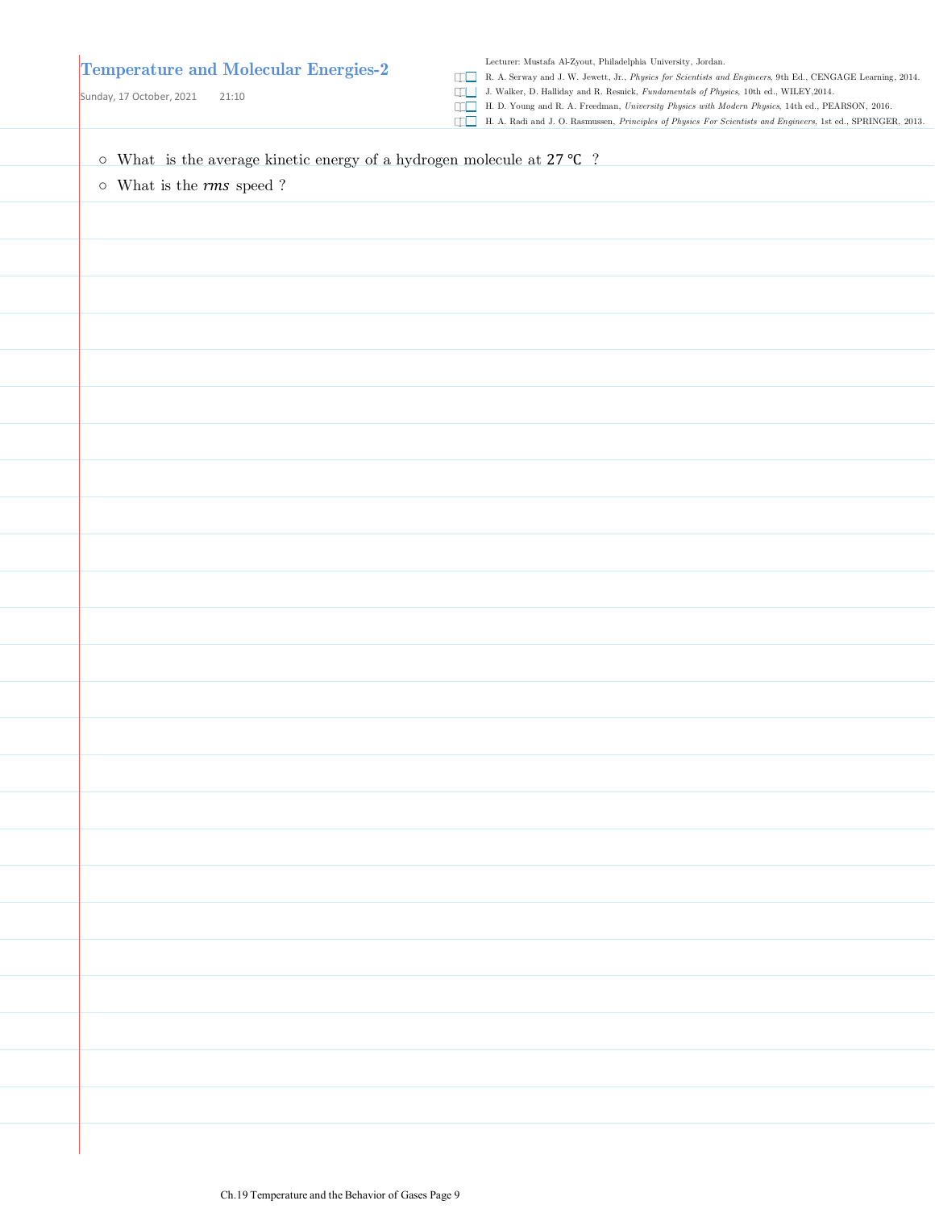# Temperature and Molecular Energies-2

Sunday, 17 October, 2021 21:10

Lecturer: Mustafa Al-Zyout, Philadelphia University, Jordan.

- R. A. Serway and J. W. Jewett, Jr., *Physics for Scientists and Engineers*, 9th Ed., CENGAGE Learning, 2014.
- J. Walker, D. Halliday and R. Resnick, *Fundamentals of Physics*, 10th ed., WILEY,2014.
- H. D. Young and R. A. Freedman, *University Physics with Modern Physics*, 14th ed., PEARSON, 2016.
- H. A. Radi and J. O. Rasmussen, *Principles of Physics For Scientists and Engineers*, 1st ed., SPRINGER, 2013.

- What is the average kinetic energy of a hydrogen molecule at $27\,^{\circ}\mathrm{C}$ ?
- What is the *rms* speed ?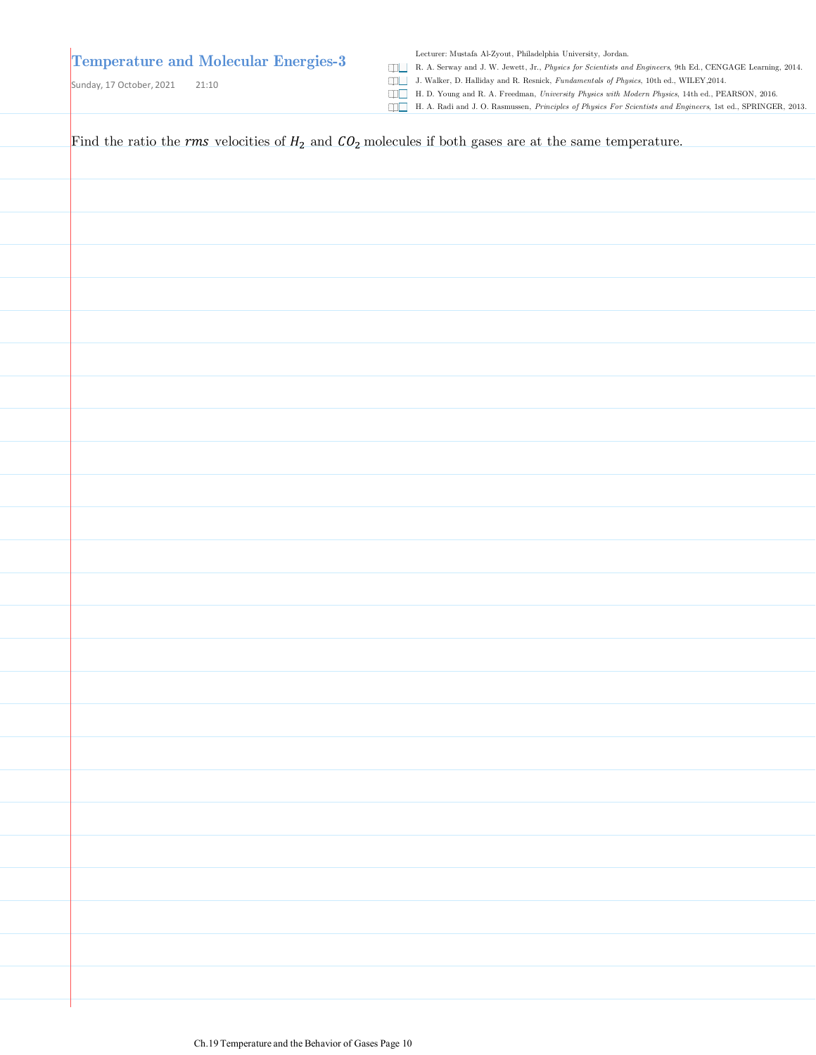# Temperature and Molecular Energies-3

Sunday, 17 October, 2021 21:10

Lecturer: Mustafa Al-Zyout, Philadelphia University, Jordan.

- R. A. Serway and J. W. Jewett, Jr., *Physics for Scientists and Engineers*, 9th Ed., CENGAGE Learning, 2014.
- J. Walker, D. Halliday and R. Resnick, *Fundamentals of Physics*, 10th ed., WILEY,2014.
- H. D. Young and R. A. Freedman, *University Physics with Modern Physics*, 14th ed., PEARSON, 2016.
- H. A. Radi and J. O. Rasmussen, *Principles of Physics For Scientists and Engineers*, 1st ed., SPRINGER, 2013.

Find the ratio the $rms$ velocities of $H_2$ and $CO_2$ molecules if both gases are at the same temperature.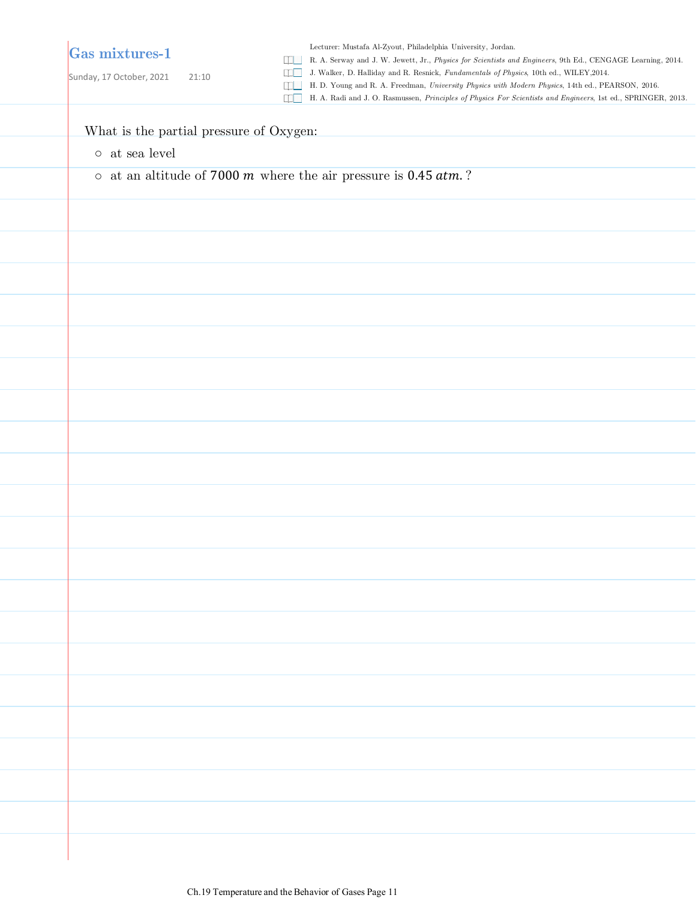# Gas mixtures-1

Sunday, 17 October, 2021 21:10

Lecturer: Mustafa Al-Zyout, Philadelphia University, Jordan.

- R. A. Serway and J. W. Jewett, Jr., *Physics for Scientists and Engineers*, 9th Ed., CENGAGE Learning, 2014.
- J. Walker, D. Halliday and R. Resnick, *Fundamentals of Physics*, 10th ed., WILEY,2014.
- H. D. Young and R. A. Freedman, *University Physics with Modern Physics*, 14th ed., PEARSON, 2016.
- H. A. Radi and J. O. Rasmussen, *Principles of Physics For Scientists and Engineers*, 1st ed., SPRINGER, 2013.

What is the partial pressure of Oxygen:

- at sea level
- at an altitude of $7000\ m$ where the air pressure is $0.45\ atm.$?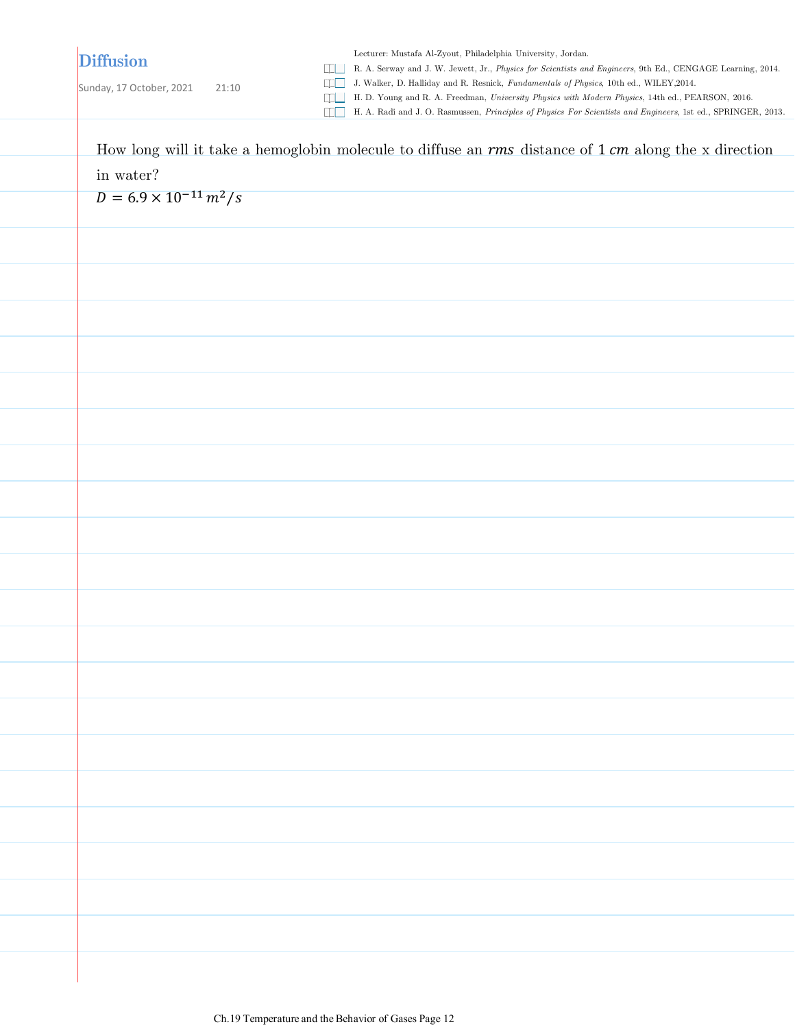# Diffusion

Sunday, 17 October, 2021    21:10

Lecturer: Mustafa Al-Zyout, Philadelphia University, Jordan.

- R. A. Serway and J. W. Jewett, Jr., *Physics for Scientists and Engineers*, 9th Ed., CENGAGE Learning, 2014.
- J. Walker, D. Halliday and R. Resnick, *Fundamentals of Physics*, 10th ed., WILEY,2014.
- H. D. Young and R. A. Freedman, *University Physics with Modern Physics*, 14th ed., PEARSON, 2016.
- H. A. Radi and J. O. Rasmussen, *Principles of Physics For Scientists and Engineers*, 1st ed., SPRINGER, 2013.

How long will it take a hemoglobin molecule to diffuse an $rms$ distance of $1\ cm$ along the x direction in water?

$D = 6.9 \times 10^{-11}\ m^2/s$